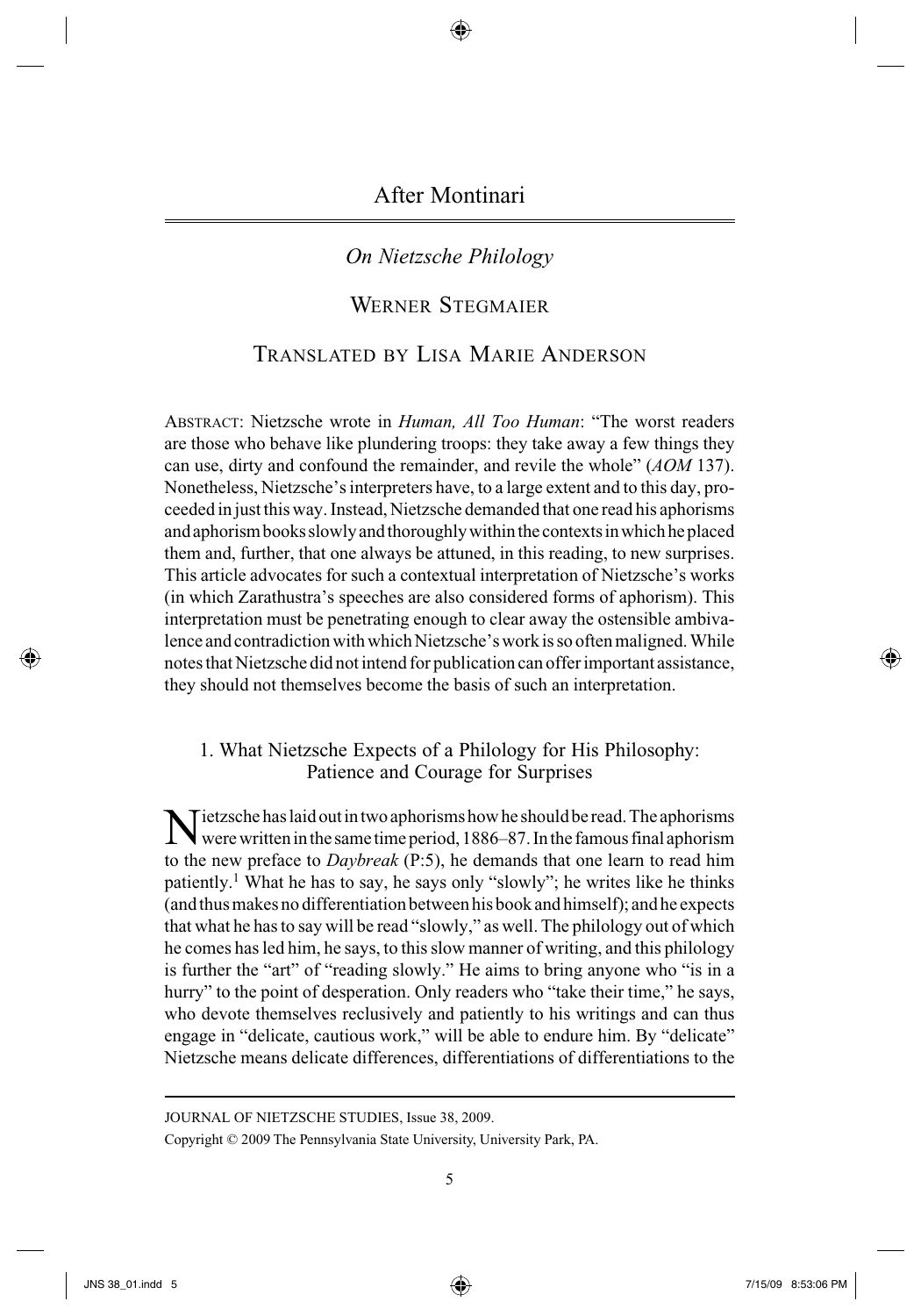# After Montinari

## *On Nietzsche Philology*

WERNER STEGMAIER

TRANSLATED BY LISA MARIE ANDERSON

ABSTRACT: Nietzsche wrote in *Human, All Too Human*: "The worst readers are those who behave like plundering troops: they take away a few things they can use, dirty and confound the remainder, and revile the whole" (*AOM* 137). Nonetheless, Nietzsche's interpreters have, to a large extent and to this day, proceeded in just this way. Instead, Nietzsche demanded that one read his aphorisms and aphorism books slowly and thoroughly within the contexts in which he placed them and, further, that one always be attuned, in this reading, to new surprises. This article advocates for such a contextual interpretation of Nietzsche's works (in which Zarathustra's speeches are also considered forms of aphorism). This interpretation must be penetrating enough to clear away the ostensible ambivalence and contradiction with which Nietzsche's work is so often maligned. While notes that Nietzsche did not intend for publication can offer important assistance, they should not themselves become the basis of such an interpretation.

### 1. What Nietzsche Expects of a Philology for His Philosophy: Patience and Courage for Surprises

Nietzsche has laid out in two aphorisms how he should be read. The aphorisms were written in the same time period, 1886–87. In the famous final aphorism to the new preface to *Daybreak* (P:5), he demands that one learn to read him patiently.[1] What he has to say, he says only "slowly"; he writes like he thinks (and thus makes no differentiation between his book and himself); and he expects that what he has to say will be read "slowly," as well. The philology out of which he comes has led him, he says, to this slow manner of writing, and this philology is further the "art" of "reading slowly." He aims to bring anyone who "is in a hurry" to the point of desperation. Only readers who "take their time," he says, who devote themselves reclusively and patiently to his writings and can thus engage in "delicate, cautious work," will be able to endure him. By "delicate" Nietzsche means delicate differences, differentiations of differentiations to the

JOURNAL OF NIETZSCHE STUDIES, Issue 38, 2009.

Copyright © 2009 The Pennsylvania State University, University Park, PA.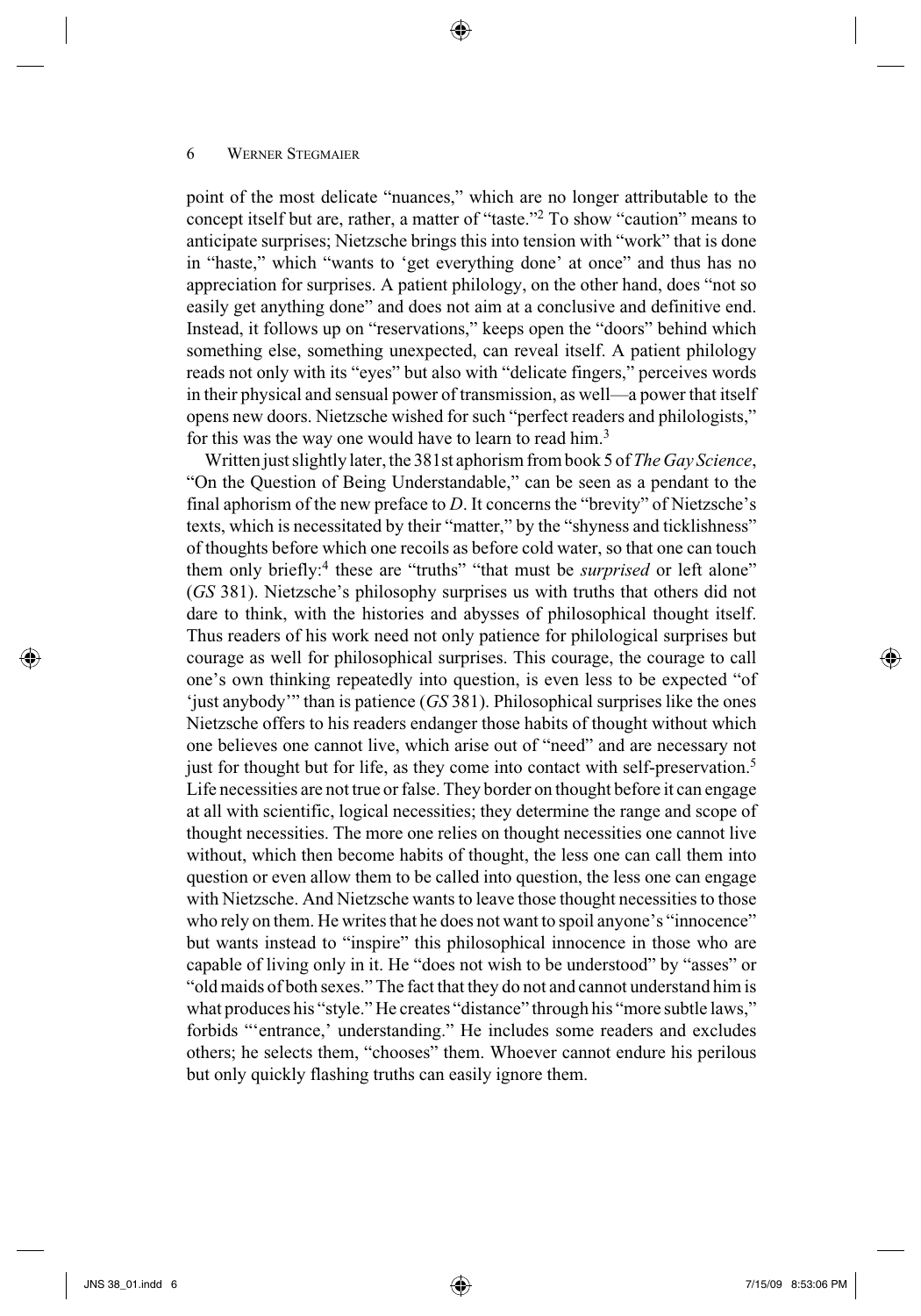point of the most delicate "nuances," which are no longer attributable to the concept itself but are, rather, a matter of "taste."[2] To show "caution" means to anticipate surprises; Nietzsche brings this into tension with "work" that is done in "haste," which "wants to 'get everything done' at once" and thus has no appreciation for surprises. A patient philology, on the other hand, does "not so easily get anything done" and does not aim at a conclusive and definitive end. Instead, it follows up on "reservations," keeps open the "doors" behind which something else, something unexpected, can reveal itself. A patient philology reads not only with its "eyes" but also with "delicate fingers," perceives words in their physical and sensual power of transmission, as well—a power that itself opens new doors. Nietzsche wished for such "perfect readers and philologists," for this was the way one would have to learn to read him.[3]

Written just slightly later, the 381st aphorism from book 5 of *The Gay Science*, "On the Question of Being Understandable," can be seen as a pendant to the final aphorism of the new preface to *D*. It concerns the "brevity" of Nietzsche's texts, which is necessitated by their "matter," by the "shyness and ticklishness" of thoughts before which one recoils as before cold water, so that one can touch them only briefly:[4] these are "truths" "that must be *surprised* or left alone" (*GS* 381). Nietzsche's philosophy surprises us with truths that others did not dare to think, with the histories and abysses of philosophical thought itself. Thus readers of his work need not only patience for philological surprises but courage as well for philosophical surprises. This courage, the courage to call one's own thinking repeatedly into question, is even less to be expected "of 'just anybody'" than is patience (*GS* 381). Philosophical surprises like the ones Nietzsche offers to his readers endanger those habits of thought without which one believes one cannot live, which arise out of "need" and are necessary not just for thought but for life, as they come into contact with self-preservation.[5] Life necessities are not true or false. They border on thought before it can engage at all with scientific, logical necessities; they determine the range and scope of thought necessities. The more one relies on thought necessities one cannot live without, which then become habits of thought, the less one can call them into question or even allow them to be called into question, the less one can engage with Nietzsche. And Nietzsche wants to leave those thought necessities to those who rely on them. He writes that he does not want to spoil anyone's "innocence" but wants instead to "inspire" this philosophical innocence in those who are capable of living only in it. He "does not wish to be understood" by "asses" or "old maids of both sexes." The fact that they do not and cannot understand him is what produces his "style." He creates "distance" through his "more subtle laws," forbids "'entrance,' understanding." He includes some readers and excludes others; he selects them, "chooses" them. Whoever cannot endure his perilous but only quickly flashing truths can easily ignore them.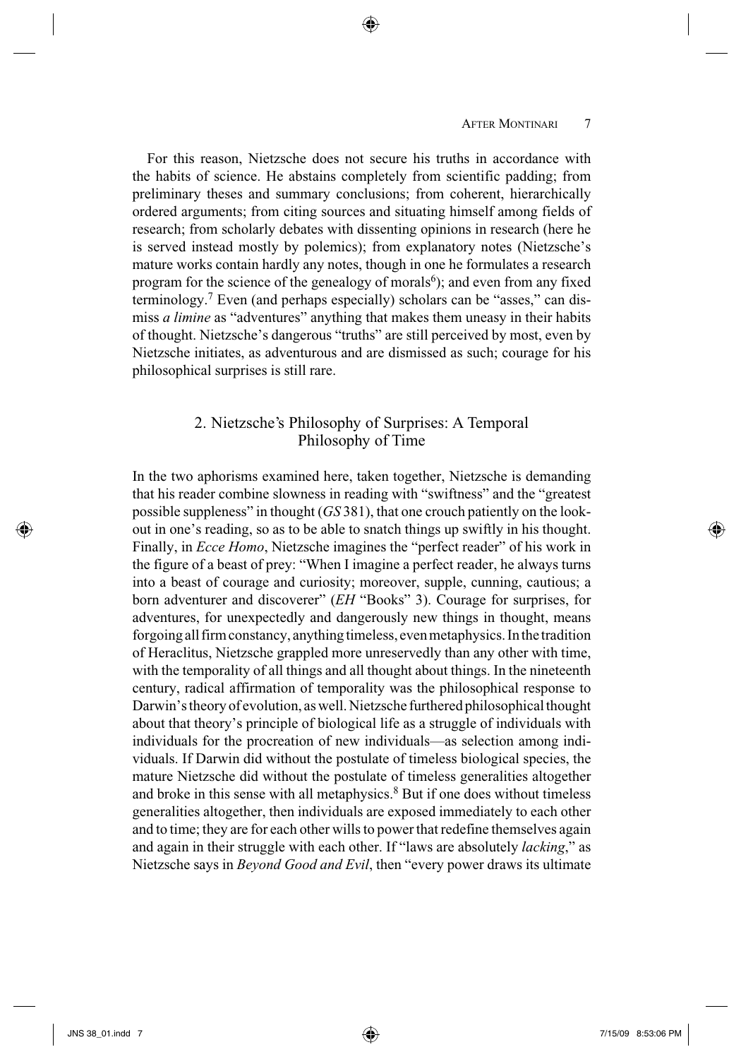For this reason, Nietzsche does not secure his truths in accordance with the habits of science. He abstains completely from scientific padding; from preliminary theses and summary conclusions; from coherent, hierarchically ordered arguments; from citing sources and situating himself among fields of research; from scholarly debates with dissenting opinions in research (here he is served instead mostly by polemics); from explanatory notes (Nietzsche's mature works contain hardly any notes, though in one he formulates a research program for the science of the genealogy of morals[6]); and even from any fixed terminology.[7] Even (and perhaps especially) scholars can be "asses," can dismiss *a limine* as "adventures" anything that makes them uneasy in their habits of thought. Nietzsche's dangerous "truths" are still perceived by most, even by Nietzsche initiates, as adventurous and are dismissed as such; courage for his philosophical surprises is still rare.

## 2. Nietzsche's Philosophy of Surprises: A Temporal Philosophy of Time

In the two aphorisms examined here, taken together, Nietzsche is demanding that his reader combine slowness in reading with "swiftness" and the "greatest possible suppleness" in thought (*GS* 381), that one crouch patiently on the lookout in one's reading, so as to be able to snatch things up swiftly in his thought. Finally, in *Ecce Homo*, Nietzsche imagines the "perfect reader" of his work in the figure of a beast of prey: "When I imagine a perfect reader, he always turns into a beast of courage and curiosity; moreover, supple, cunning, cautious; a born adventurer and discoverer" (*EH* "Books" 3). Courage for surprises, for adventures, for unexpectedly and dangerously new things in thought, means forgoing all firm constancy, anything timeless, even metaphysics. In the tradition of Heraclitus, Nietzsche grappled more unreservedly than any other with time, with the temporality of all things and all thought about things. In the nineteenth century, radical affirmation of temporality was the philosophical response to Darwin's theory of evolution, as well. Nietzsche furthered philosophical thought about that theory's principle of biological life as a struggle of individuals with individuals for the procreation of new individuals—as selection among individuals. If Darwin did without the postulate of timeless biological species, the mature Nietzsche did without the postulate of timeless generalities altogether and broke in this sense with all metaphysics.[8] But if one does without timeless generalities altogether, then individuals are exposed immediately to each other and to time; they are for each other wills to power that redefine themselves again and again in their struggle with each other. If "laws are absolutely *lacking*," as Nietzsche says in *Beyond Good and Evil*, then "every power draws its ultimate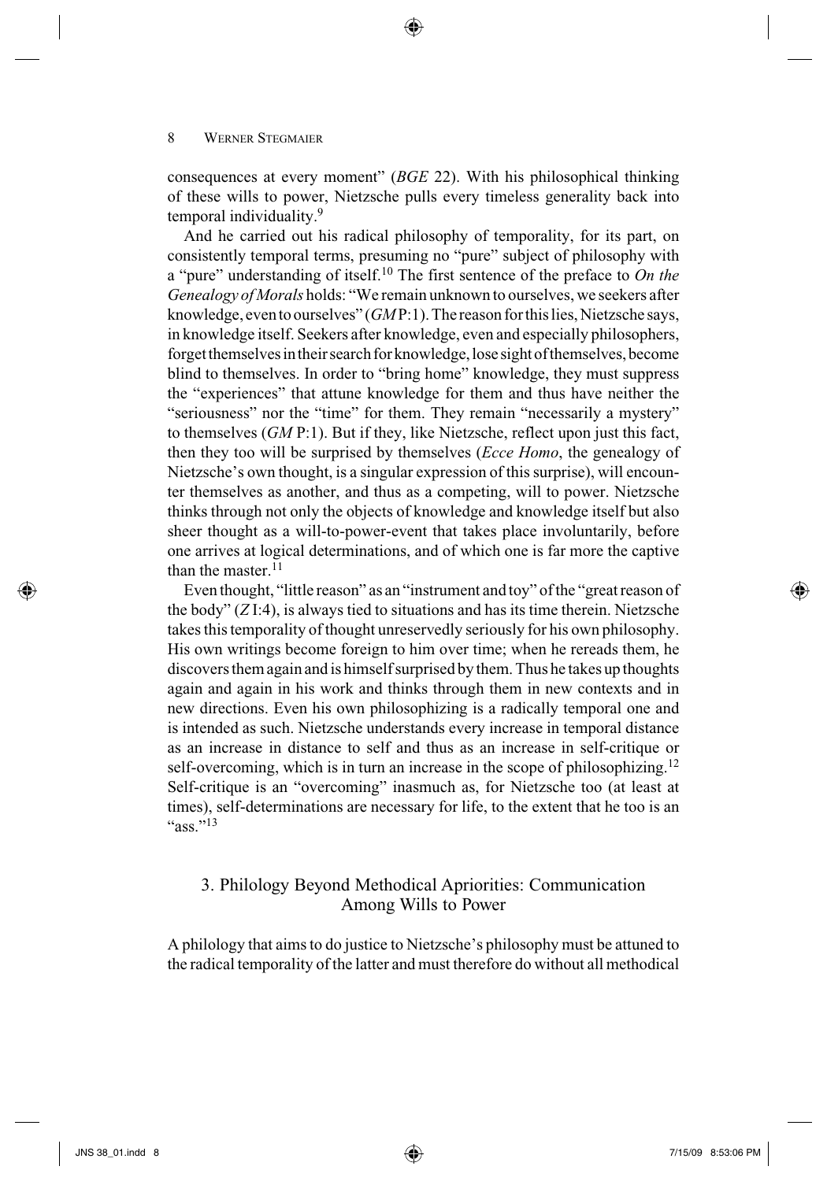consequences at every moment" (*BGE* 22). With his philosophical thinking of these wills to power, Nietzsche pulls every timeless generality back into temporal individuality.[9]

And he carried out his radical philosophy of temporality, for its part, on consistently temporal terms, presuming no "pure" subject of philosophy with a "pure" understanding of itself.[10] The first sentence of the preface to *On the Genealogy of Morals* holds: "We remain unknown to ourselves, we seekers after knowledge, even to ourselves" (*GM* P:1). The reason for this lies, Nietzsche says, in knowledge itself. Seekers after knowledge, even and especially philosophers, forget themselves in their search for knowledge, lose sight of themselves, become blind to themselves. In order to "bring home" knowledge, they must suppress the "experiences" that attune knowledge for them and thus have neither the "seriousness" nor the "time" for them. They remain "necessarily a mystery" to themselves (*GM* P:1). But if they, like Nietzsche, reflect upon just this fact, then they too will be surprised by themselves (*Ecce Homo*, the genealogy of Nietzsche's own thought, is a singular expression of this surprise), will encounter themselves as another, and thus as a competing, will to power. Nietzsche thinks through not only the objects of knowledge and knowledge itself but also sheer thought as a will-to-power-event that takes place involuntarily, before one arrives at logical determinations, and of which one is far more the captive than the master.[11]

Even thought, "little reason" as an "instrument and toy" of the "great reason of the body" (*Z* I:4), is always tied to situations and has its time therein. Nietzsche takes this temporality of thought unreservedly seriously for his own philosophy. His own writings become foreign to him over time; when he rereads them, he discovers them again and is himself surprised by them. Thus he takes up thoughts again and again in his work and thinks through them in new contexts and in new directions. Even his own philosophizing is a radically temporal one and is intended as such. Nietzsche understands every increase in temporal distance as an increase in distance to self and thus as an increase in self-critique or self-overcoming, which is in turn an increase in the scope of philosophizing.[12] Self-critique is an "overcoming" inasmuch as, for Nietzsche too (at least at times), self-determinations are necessary for life, to the extent that he too is an "ass."[13]

## 3. Philology Beyond Methodical Apriorities: Communication Among Wills to Power

A philology that aims to do justice to Nietzsche's philosophy must be attuned to the radical temporality of the latter and must therefore do without all methodical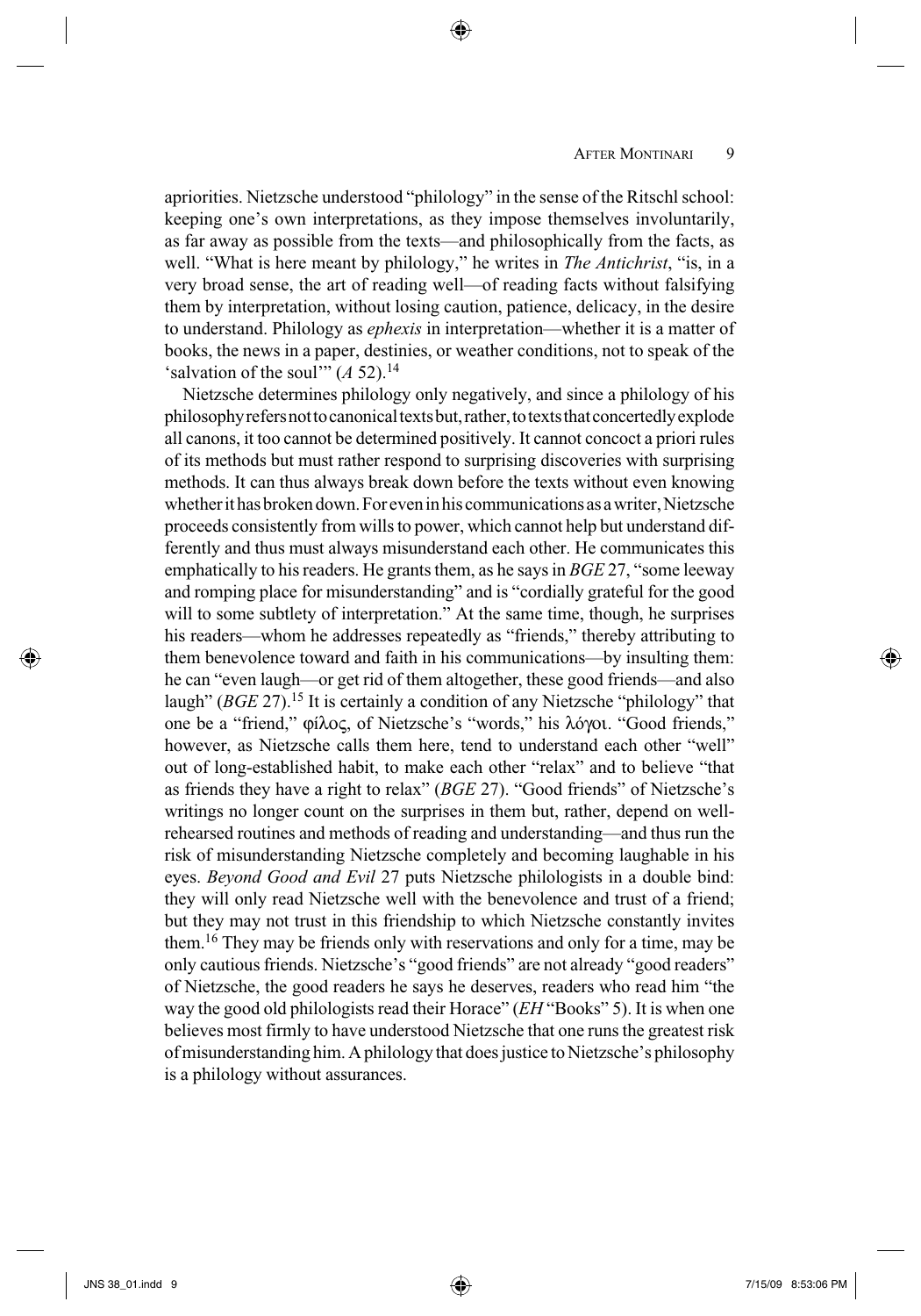apriorities. Nietzsche understood "philology" in the sense of the Ritschl school: keeping one's own interpretations, as they impose themselves involuntarily, as far away as possible from the texts—and philosophically from the facts, as well. "What is here meant by philology," he writes in *The Antichrist*, "is, in a very broad sense, the art of reading well—of reading facts without falsifying them by interpretation, without losing caution, patience, delicacy, in the desire to understand. Philology as *ephexis* in interpretation—whether it is a matter of books, the news in a paper, destinies, or weather conditions, not to speak of the 'salvation of the soul'" (*A* 52).[14]

Nietzsche determines philology only negatively, and since a philology of his philosophy refers not to canonical texts but, rather, to texts that concertedly explode all canons, it too cannot be determined positively. It cannot concoct a priori rules of its methods but must rather respond to surprising discoveries with surprising methods. It can thus always break down before the texts without even knowing whether it has broken down. For even in his communications as a writer, Nietzsche proceeds consistently from wills to power, which cannot help but understand differently and thus must always misunderstand each other. He communicates this emphatically to his readers. He grants them, as he says in *BGE* 27, "some leeway and romping place for misunderstanding" and is "cordially grateful for the good will to some subtlety of interpretation." At the same time, though, he surprises his readers—whom he addresses repeatedly as "friends," thereby attributing to them benevolence toward and faith in his communications—by insulting them: he can "even laugh—or get rid of them altogether, these good friends—and also laugh" (*BGE* 27).[15] It is certainly a condition of any Nietzsche "philology" that one be a "friend," φίλος, of Nietzsche's "words," his λόγοι. "Good friends," however, as Nietzsche calls them here, tend to understand each other "well" out of long-established habit, to make each other "relax" and to believe "that as friends they have a right to relax" (*BGE* 27). "Good friends" of Nietzsche's writings no longer count on the surprises in them but, rather, depend on well-rehearsed routines and methods of reading and understanding—and thus run the risk of misunderstanding Nietzsche completely and becoming laughable in his eyes. *Beyond Good and Evil* 27 puts Nietzsche philologists in a double bind: they will only read Nietzsche well with the benevolence and trust of a friend; but they may not trust in this friendship to which Nietzsche constantly invites them.[16] They may be friends only with reservations and only for a time, may be only cautious friends. Nietzsche's "good friends" are not already "good readers" of Nietzsche, the good readers he says he deserves, readers who read him "the way the good old philologists read their Horace" (*EH* "Books" 5). It is when one believes most firmly to have understood Nietzsche that one runs the greatest risk of misunderstanding him. A philology that does justice to Nietzsche's philosophy is a philology without assurances.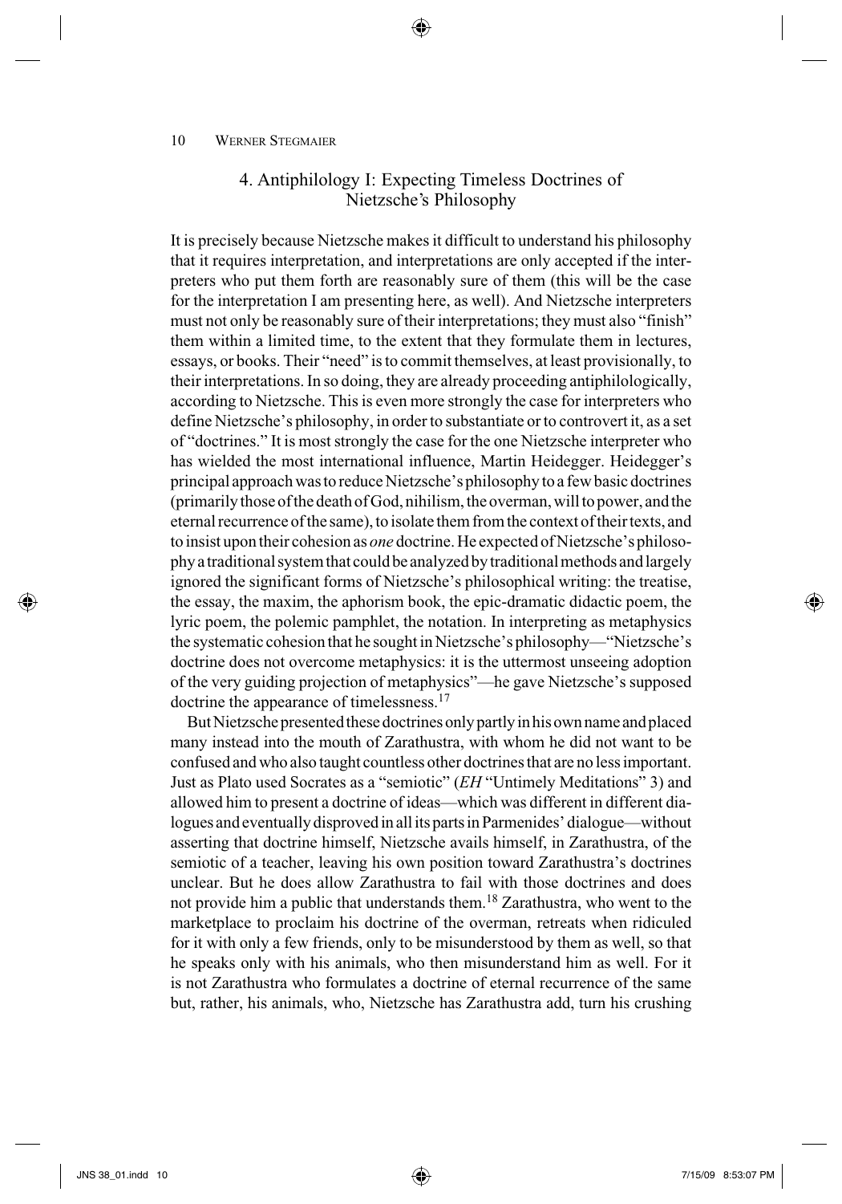## 4. Antiphilology I: Expecting Timeless Doctrines of Nietzsche's Philosophy

It is precisely because Nietzsche makes it difficult to understand his philosophy that it requires interpretation, and interpretations are only accepted if the interpreters who put them forth are reasonably sure of them (this will be the case for the interpretation I am presenting here, as well). And Nietzsche interpreters must not only be reasonably sure of their interpretations; they must also "finish" them within a limited time, to the extent that they formulate them in lectures, essays, or books. Their "need" is to commit themselves, at least provisionally, to their interpretations. In so doing, they are already proceeding antiphilologically, according to Nietzsche. This is even more strongly the case for interpreters who define Nietzsche's philosophy, in order to substantiate or to controvert it, as a set of "doctrines." It is most strongly the case for the one Nietzsche interpreter who has wielded the most international influence, Martin Heidegger. Heidegger's principal approach was to reduce Nietzsche's philosophy to a few basic doctrines (primarily those of the death of God, nihilism, the overman, will to power, and the eternal recurrence of the same), to isolate them from the context of their texts, and to insist upon their cohesion as *one* doctrine. He expected of Nietzsche's philosophy a traditional system that could be analyzed by traditional methods and largely ignored the significant forms of Nietzsche's philosophical writing: the treatise, the essay, the maxim, the aphorism book, the epic-dramatic didactic poem, the lyric poem, the polemic pamphlet, the notation. In interpreting as metaphysics the systematic cohesion that he sought in Nietzsche's philosophy—"Nietzsche's doctrine does not overcome metaphysics: it is the uttermost unseeing adoption of the very guiding projection of metaphysics"—he gave Nietzsche's supposed doctrine the appearance of timelessness.[17]

But Nietzsche presented these doctrines only partly in his own name and placed many instead into the mouth of Zarathustra, with whom he did not want to be confused and who also taught countless other doctrines that are no less important. Just as Plato used Socrates as a "semiotic" (*EH* "Untimely Meditations" 3) and allowed him to present a doctrine of ideas—which was different in different dialogues and eventually disproved in all its parts in Parmenides' dialogue—without asserting that doctrine himself, Nietzsche avails himself, in Zarathustra, of the semiotic of a teacher, leaving his own position toward Zarathustra's doctrines unclear. But he does allow Zarathustra to fail with those doctrines and does not provide him a public that understands them.[18] Zarathustra, who went to the marketplace to proclaim his doctrine of the overman, retreats when ridiculed for it with only a few friends, only to be misunderstood by them as well, so that he speaks only with his animals, who then misunderstand him as well. For it is not Zarathustra who formulates a doctrine of eternal recurrence of the same but, rather, his animals, who, Nietzsche has Zarathustra add, turn his crushing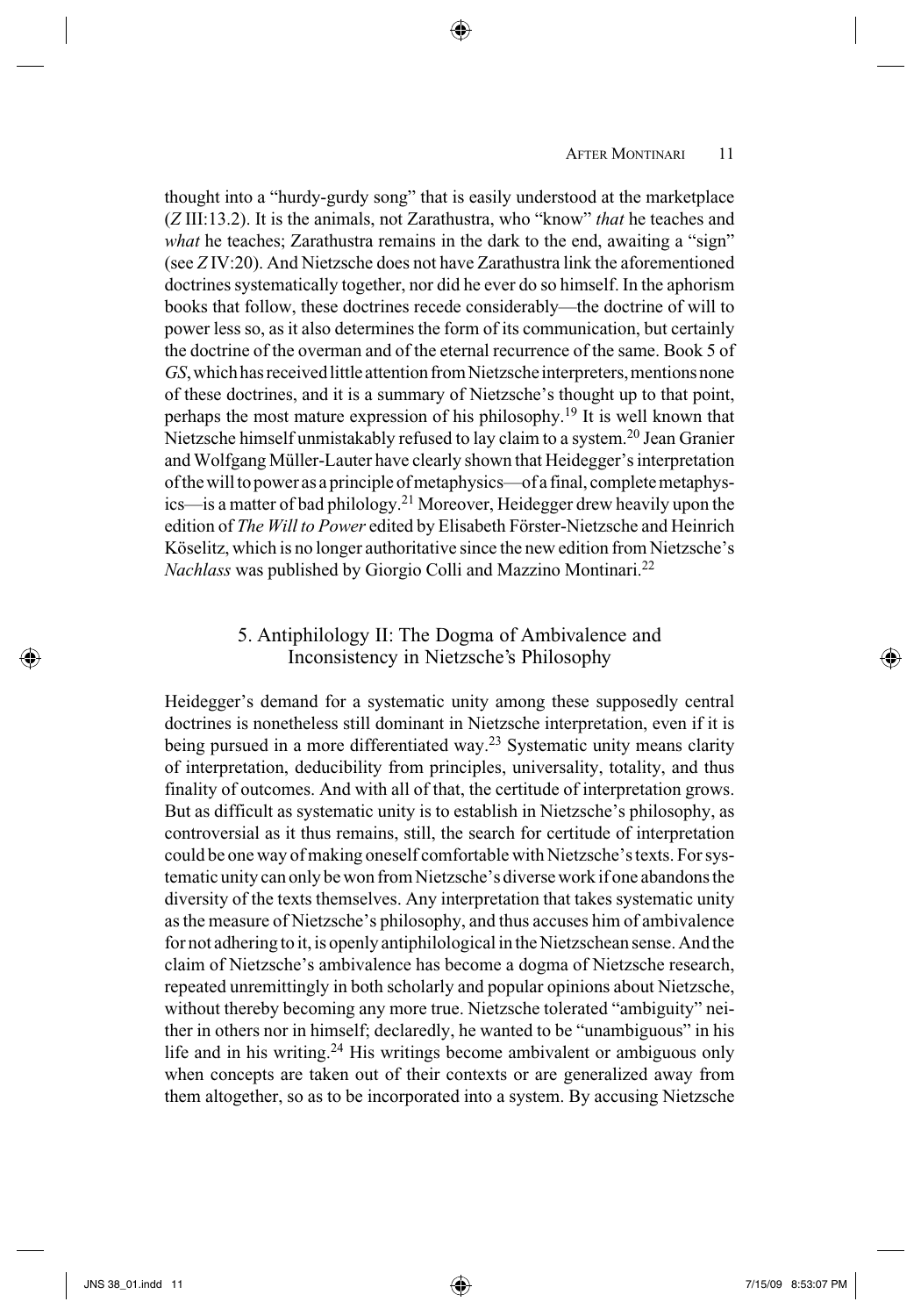thought into a "hurdy-gurdy song" that is easily understood at the marketplace (*Z* III:13.2). It is the animals, not Zarathustra, who "know" *that* he teaches and *what* he teaches; Zarathustra remains in the dark to the end, awaiting a "sign" (see *Z* IV:20). And Nietzsche does not have Zarathustra link the aforementioned doctrines systematically together, nor did he ever do so himself. In the aphorism books that follow, these doctrines recede considerably—the doctrine of will to power less so, as it also determines the form of its communication, but certainly the doctrine of the overman and of the eternal recurrence of the same. Book 5 of *GS*, which has received little attention from Nietzsche interpreters, mentions none of these doctrines, and it is a summary of Nietzsche's thought up to that point, perhaps the most mature expression of his philosophy.[19] It is well known that Nietzsche himself unmistakably refused to lay claim to a system.[20] Jean Granier and Wolfgang Müller-Lauter have clearly shown that Heidegger's interpretation of the will to power as a principle of metaphysics—of a final, complete metaphysics—is a matter of bad philology.[21] Moreover, Heidegger drew heavily upon the edition of *The Will to Power* edited by Elisabeth Förster-Nietzsche and Heinrich Köselitz, which is no longer authoritative since the new edition from Nietzsche's *Nachlass* was published by Giorgio Colli and Mazzino Montinari.[22]

## 5. Antiphilology II: The Dogma of Ambivalence and Inconsistency in Nietzsche's Philosophy

Heidegger's demand for a systematic unity among these supposedly central doctrines is nonetheless still dominant in Nietzsche interpretation, even if it is being pursued in a more differentiated way.[23] Systematic unity means clarity of interpretation, deducibility from principles, universality, totality, and thus finality of outcomes. And with all of that, the certitude of interpretation grows. But as difficult as systematic unity is to establish in Nietzsche's philosophy, as controversial as it thus remains, still, the search for certitude of interpretation could be one way of making oneself comfortable with Nietzsche's texts. For systematic unity can only be won from Nietzsche's diverse work if one abandons the diversity of the texts themselves. Any interpretation that takes systematic unity as the measure of Nietzsche's philosophy, and thus accuses him of ambivalence for not adhering to it, is openly antiphilological in the Nietzschean sense. And the claim of Nietzsche's ambivalence has become a dogma of Nietzsche research, repeated unremittingly in both scholarly and popular opinions about Nietzsche, without thereby becoming any more true. Nietzsche tolerated "ambiguity" neither in others nor in himself; declaredly, he wanted to be "unambiguous" in his life and in his writing.[24] His writings become ambivalent or ambiguous only when concepts are taken out of their contexts or are generalized away from them altogether, so as to be incorporated into a system. By accusing Nietzsche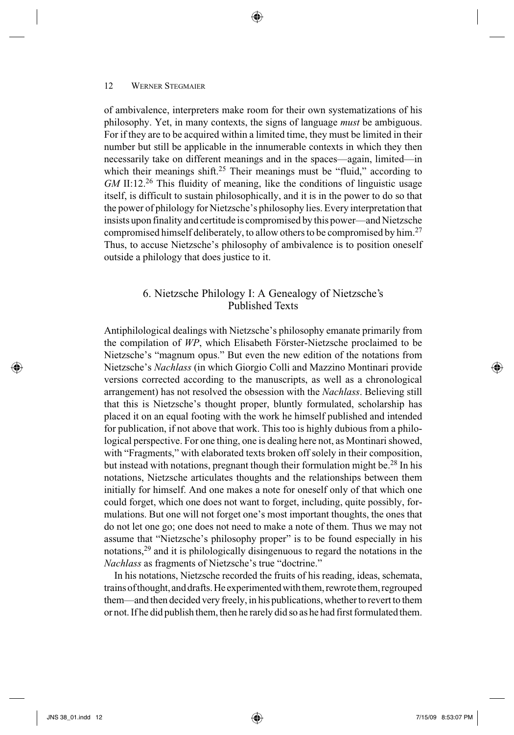of ambivalence, interpreters make room for their own systematizations of his philosophy. Yet, in many contexts, the signs of language *must* be ambiguous. For if they are to be acquired within a limited time, they must be limited in their number but still be applicable in the innumerable contexts in which they then necessarily take on different meanings and in the spaces—again, limited—in which their meanings shift.[25] Their meanings must be "fluid," according to *GM* II:12.[26] This fluidity of meaning, like the conditions of linguistic usage itself, is difficult to sustain philosophically, and it is in the power to do so that the power of philology for Nietzsche's philosophy lies. Every interpretation that insists upon finality and certitude is compromised by this power—and Nietzsche compromised himself deliberately, to allow others to be compromised by him.[27] Thus, to accuse Nietzsche's philosophy of ambivalence is to position oneself outside a philology that does justice to it.

## 6. Nietzsche Philology I: A Genealogy of Nietzsche's Published Texts

Antiphilological dealings with Nietzsche's philosophy emanate primarily from the compilation of *WP*, which Elisabeth Förster-Nietzsche proclaimed to be Nietzsche's "magnum opus." But even the new edition of the notations from Nietzsche's *Nachlass* (in which Giorgio Colli and Mazzino Montinari provide versions corrected according to the manuscripts, as well as a chronological arrangement) has not resolved the obsession with the *Nachlass*. Believing still that this is Nietzsche's thought proper, bluntly formulated, scholarship has placed it on an equal footing with the work he himself published and intended for publication, if not above that work. This too is highly dubious from a philological perspective. For one thing, one is dealing here not, as Montinari showed, with "Fragments," with elaborated texts broken off solely in their composition, but instead with notations, pregnant though their formulation might be.[28] In his notations, Nietzsche articulates thoughts and the relationships between them initially for himself. And one makes a note for oneself only of that which one could forget, which one does not want to forget, including, quite possibly, formulations. But one will not forget one's most important thoughts, the ones that do not let one go; one does not need to make a note of them. Thus we may not assume that "Nietzsche's philosophy proper" is to be found especially in his notations,[29] and it is philologically disingenuous to regard the notations in the *Nachlass* as fragments of Nietzsche's true "doctrine."

In his notations, Nietzsche recorded the fruits of his reading, ideas, schemata, trains of thought, and drafts. He experimented with them, rewrote them, regrouped them—and then decided very freely, in his publications, whether to revert to them or not. If he did publish them, then he rarely did so as he had first formulated them.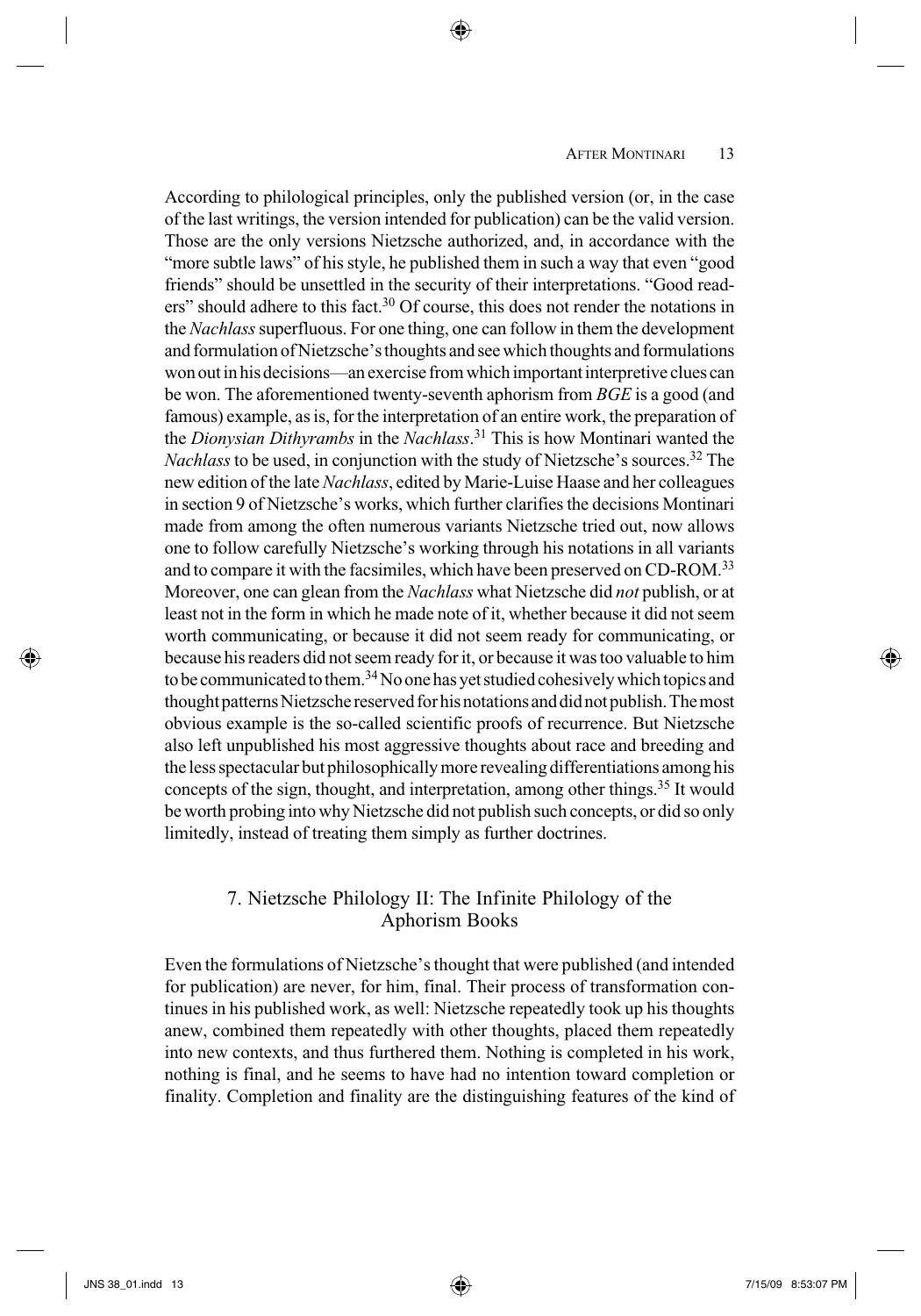According to philological principles, only the published version (or, in the case of the last writings, the version intended for publication) can be the valid version. Those are the only versions Nietzsche authorized, and, in accordance with the "more subtle laws" of his style, he published them in such a way that even "good friends" should be unsettled in the security of their interpretations. "Good readers" should adhere to this fact.[30] Of course, this does not render the notations in the *Nachlass* superfluous. For one thing, one can follow in them the development and formulation of Nietzsche's thoughts and see which thoughts and formulations won out in his decisions—an exercise from which important interpretive clues can be won. The aforementioned twenty-seventh aphorism from *BGE* is a good (and famous) example, as is, for the interpretation of an entire work, the preparation of the *Dionysian Dithyrambs* in the *Nachlass*.[31] This is how Montinari wanted the *Nachlass* to be used, in conjunction with the study of Nietzsche's sources.[32] The new edition of the late *Nachlass*, edited by Marie-Luise Haase and her colleagues in section 9 of Nietzsche's works, which further clarifies the decisions Montinari made from among the often numerous variants Nietzsche tried out, now allows one to follow carefully Nietzsche's working through his notations in all variants and to compare it with the facsimiles, which have been preserved on CD-ROM.[33] Moreover, one can glean from the *Nachlass* what Nietzsche did *not* publish, or at least not in the form in which he made note of it, whether because it did not seem worth communicating, or because it did not seem ready for communicating, or because his readers did not seem ready for it, or because it was too valuable to him to be communicated to them.[34] No one has yet studied cohesively which topics and thought patterns Nietzsche reserved for his notations and did not publish. The most obvious example is the so-called scientific proofs of recurrence. But Nietzsche also left unpublished his most aggressive thoughts about race and breeding and the less spectacular but philosophically more revealing differentiations among his concepts of the sign, thought, and interpretation, among other things.[35] It would be worth probing into why Nietzsche did not publish such concepts, or did so only limitedly, instead of treating them simply as further doctrines.

## 7. Nietzsche Philology II: The Infinite Philology of the Aphorism Books

Even the formulations of Nietzsche's thought that were published (and intended for publication) are never, for him, final. Their process of transformation continues in his published work, as well: Nietzsche repeatedly took up his thoughts anew, combined them repeatedly with other thoughts, placed them repeatedly into new contexts, and thus furthered them. Nothing is completed in his work, nothing is final, and he seems to have had no intention toward completion or finality. Completion and finality are the distinguishing features of the kind of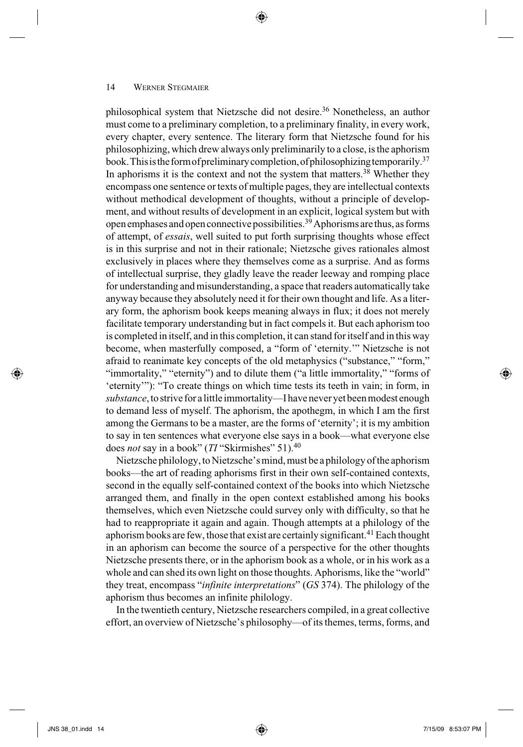philosophical system that Nietzsche did not desire.[36] Nonetheless, an author must come to a preliminary completion, to a preliminary finality, in every work, every chapter, every sentence. The literary form that Nietzsche found for his philosophizing, which drew always only preliminarily to a close, is the aphorism book. This is the form of preliminary completion, of philosophizing temporarily.[37] In aphorisms it is the context and not the system that matters.[38] Whether they encompass one sentence or texts of multiple pages, they are intellectual contexts without methodical development of thoughts, without a principle of development, and without results of development in an explicit, logical system but with open emphases and open connective possibilities.[39] Aphorisms are thus, as forms of attempt, of *essais*, well suited to put forth surprising thoughts whose effect is in this surprise and not in their rationale; Nietzsche gives rationales almost exclusively in places where they themselves come as a surprise. And as forms of intellectual surprise, they gladly leave the reader leeway and romping place for understanding and misunderstanding, a space that readers automatically take anyway because they absolutely need it for their own thought and life. As a literary form, the aphorism book keeps meaning always in flux; it does not merely facilitate temporary understanding but in fact compels it. But each aphorism too is completed in itself, and in this completion, it can stand for itself and in this way become, when masterfully composed, a "form of 'eternity.'" Nietzsche is not afraid to reanimate key concepts of the old metaphysics ("substance," "form," "immortality," "eternity") and to dilute them ("a little immortality," "forms of 'eternity'"): "To create things on which time tests its teeth in vain; in form, in *substance*, to strive for a little immortality—I have never yet been modest enough to demand less of myself. The aphorism, the apothegm, in which I am the first among the Germans to be a master, are the forms of 'eternity'; it is my ambition to say in ten sentences what everyone else says in a book—what everyone else does *not* say in a book" (*TI* "Skirmishes" 51).[40]

Nietzsche philology, to Nietzsche's mind, must be a philology of the aphorism books—the art of reading aphorisms first in their own self-contained contexts, second in the equally self-contained context of the books into which Nietzsche arranged them, and finally in the open context established among his books themselves, which even Nietzsche could survey only with difficulty, so that he had to reappropriate it again and again. Though attempts at a philology of the aphorism books are few, those that exist are certainly significant.[41] Each thought in an aphorism can become the source of a perspective for the other thoughts Nietzsche presents there, or in the aphorism book as a whole, or in his work as a whole and can shed its own light on those thoughts. Aphorisms, like the "world" they treat, encompass "*infinite interpretations*" (*GS* 374). The philology of the aphorism thus becomes an infinite philology.

In the twentieth century, Nietzsche researchers compiled, in a great collective effort, an overview of Nietzsche's philosophy—of its themes, terms, forms, and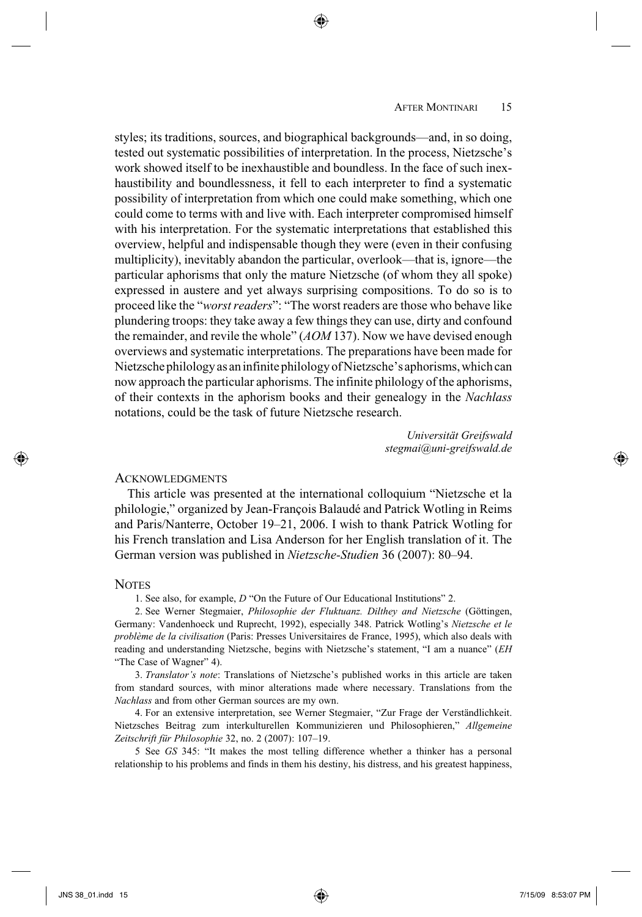styles; its traditions, sources, and biographical backgrounds—and, in so doing, tested out systematic possibilities of interpretation. In the process, Nietzsche's work showed itself to be inexhaustible and boundless. In the face of such inexhaustibility and boundlessness, it fell to each interpreter to find a systematic possibility of interpretation from which one could make something, which one could come to terms with and live with. Each interpreter compromised himself with his interpretation. For the systematic interpretations that established this overview, helpful and indispensable though they were (even in their confusing multiplicity), inevitably abandon the particular, overlook—that is, ignore—the particular aphorisms that only the mature Nietzsche (of whom they all spoke) expressed in austere and yet always surprising compositions. To do so is to proceed like the "*worst readers*": "The worst readers are those who behave like plundering troops: they take away a few things they can use, dirty and confound the remainder, and revile the whole" (*AOM* 137). Now we have devised enough overviews and systematic interpretations. The preparations have been made for Nietzsche philology as an infinite philology of Nietzsche's aphorisms, which can now approach the particular aphorisms. The infinite philology of the aphorisms, of their contexts in the aphorism books and their genealogy in the *Nachlass* notations, could be the task of future Nietzsche research.

*Universität Greifswald*
*stegmai@uni-greifswald.de*

## Acknowledgments

This article was presented at the international colloquium "Nietzsche et la philologie," organized by Jean-François Balaudé and Patrick Wotling in Reims and Paris/Nanterre, October 19–21, 2006. I wish to thank Patrick Wotling for his French translation and Lisa Anderson for her English translation of it. The German version was published in *Nietzsche-Studien* 36 (2007): 80–94.

## Notes

1. See also, for example, *D* "On the Future of Our Educational Institutions" 2.

2. See Werner Stegmaier, *Philosophie der Fluktuanz. Dilthey and Nietzsche* (Göttingen, Germany: Vandenhoeck und Ruprecht, 1992), especially 348. Patrick Wotling's *Nietzsche et le problème de la civilisation* (Paris: Presses Universitaires de France, 1995), which also deals with reading and understanding Nietzsche, begins with Nietzsche's statement, "I am a nuance" (*EH* "The Case of Wagner" 4).

3. *Translator's note*: Translations of Nietzsche's published works in this article are taken from standard sources, with minor alterations made where necessary. Translations from the *Nachlass* and from other German sources are my own.

4. For an extensive interpretation, see Werner Stegmaier, "Zur Frage der Verständlichkeit. Nietzsches Beitrag zum interkulturellen Kommunizieren und Philosophieren," *Allgemeine Zeitschrift für Philosophie* 32, no. 2 (2007): 107–19.

5 See *GS* 345: "It makes the most telling difference whether a thinker has a personal relationship to his problems and finds in them his destiny, his distress, and his greatest happiness,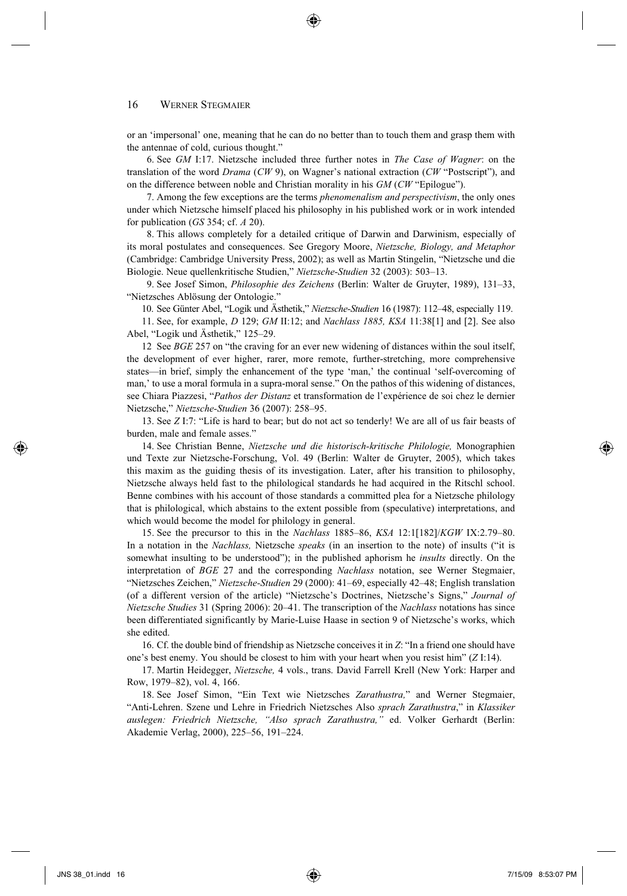or an 'impersonal' one, meaning that he can do no better than to touch them and grasp them with the antennae of cold, curious thought."

6. See *GM* I:17. Nietzsche included three further notes in *The Case of Wagner*: on the translation of the word *Drama* (*CW* 9), on Wagner's national extraction (*CW* "Postscript"), and on the difference between noble and Christian morality in his *GM* (*CW* "Epilogue").

7. Among the few exceptions are the terms *phenomenalism and perspectivism*, the only ones under which Nietzsche himself placed his philosophy in his published work or in work intended for publication (*GS* 354; cf. *A* 20).

8. This allows completely for a detailed critique of Darwin and Darwinism, especially of its moral postulates and consequences. See Gregory Moore, *Nietzsche, Biology, and Metaphor* (Cambridge: Cambridge University Press, 2002); as well as Martin Stingelin, "Nietzsche und die Biologie. Neue quellenkritische Studien," *Nietzsche-Studien* 32 (2003): 503–13.

9. See Josef Simon, *Philosophie des Zeichens* (Berlin: Walter de Gruyter, 1989), 131–33, "Nietzsches Ablösung der Ontologie."

10. See Günter Abel, "Logik und Ästhetik," *Nietzsche-Studien* 16 (1987): 112–48, especially 119.

11. See, for example, *D* 129; *GM* II:12; and *Nachlass 1885, KSA* 11:38[1] and [2]. See also Abel, "Logik und Ästhetik," 125–29.

12 See *BGE* 257 on "the craving for an ever new widening of distances within the soul itself, the development of ever higher, rarer, more remote, further-stretching, more comprehensive states—in brief, simply the enhancement of the type 'man,' the continual 'self-overcoming of man,' to use a moral formula in a supra-moral sense." On the pathos of this widening of distances, see Chiara Piazzesi, "*Pathos der Distanz* et transformation de l'expérience de soi chez le dernier Nietzsche," *Nietzsche-Studien* 36 (2007): 258–95.

13. See *Z* I:7: "Life is hard to bear; but do not act so tenderly! We are all of us fair beasts of burden, male and female asses."

14. See Christian Benne, *Nietzsche und die historisch-kritische Philologie,* Monographien und Texte zur Nietzsche-Forschung, Vol. 49 (Berlin: Walter de Gruyter, 2005), which takes this maxim as the guiding thesis of its investigation. Later, after his transition to philosophy, Nietzsche always held fast to the philological standards he had acquired in the Ritschl school. Benne combines with his account of those standards a committed plea for a Nietzsche philology that is philological, which abstains to the extent possible from (speculative) interpretations, and which would become the model for philology in general.

15. See the precursor to this in the *Nachlass* 1885–86, *KSA* 12:1[182]/*KGW* IX:2.79–80. In a notation in the *Nachlass,* Nietzsche *speaks* (in an insertion to the note) of insults ("it is somewhat insulting to be understood"); in the published aphorism he *insults* directly. On the interpretation of *BGE* 27 and the corresponding *Nachlass* notation, see Werner Stegmaier, "Nietzsches Zeichen," *Nietzsche-Studien* 29 (2000): 41–69, especially 42–48; English translation (of a different version of the article) "Nietzsche's Doctrines, Nietzsche's Signs," *Journal of Nietzsche Studies* 31 (Spring 2006): 20–41. The transcription of the *Nachlass* notations has since been differentiated significantly by Marie-Luise Haase in section 9 of Nietzsche's works, which she edited.

16. Cf. the double bind of friendship as Nietzsche conceives it in *Z*: "In a friend one should have one's best enemy. You should be closest to him with your heart when you resist him" (*Z* I:14).

17. Martin Heidegger, *Nietzsche,* 4 vols., trans. David Farrell Krell (New York: Harper and Row, 1979–82), vol. 4, 166.

18. See Josef Simon, "Ein Text wie Nietzsches *Zarathustra,*" and Werner Stegmaier, "Anti-Lehren. Szene und Lehre in Friedrich Nietzsches Also *sprach Zarathustra*," in *Klassiker auslegen: Friedrich Nietzsche, "Also sprach Zarathustra,"* ed. Volker Gerhardt (Berlin: Akademie Verlag, 2000), 225–56, 191–224.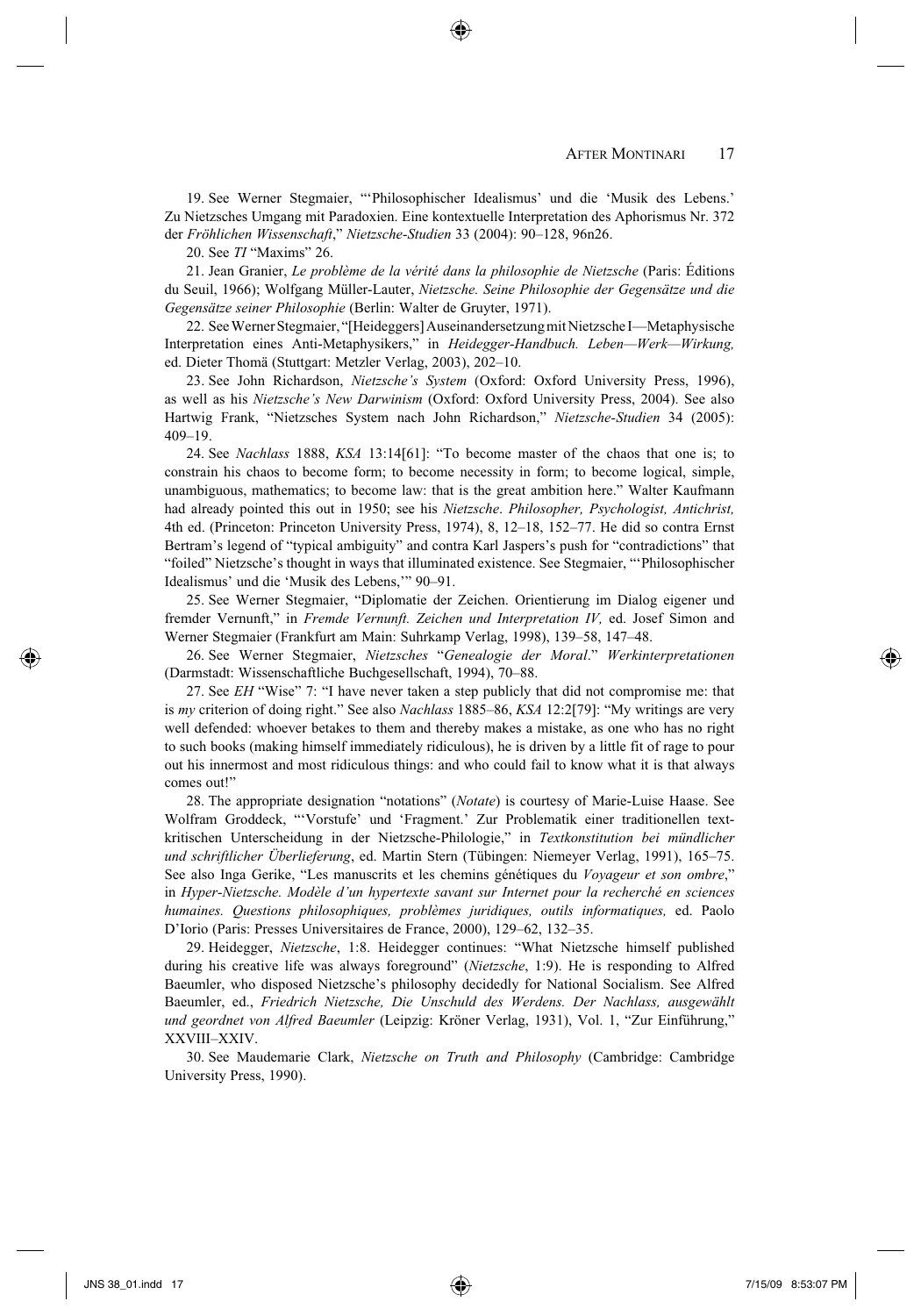19. See Werner Stegmaier, "'Philosophischer Idealismus' und die 'Musik des Lebens.' Zu Nietzsches Umgang mit Paradoxien. Eine kontextuelle Interpretation des Aphorismus Nr. 372 der *Fröhlichen Wissenschaft*," *Nietzsche-Studien* 33 (2004): 90–128, 96n26.

20. See *TI* "Maxims" 26.

21. Jean Granier, *Le problème de la vérité dans la philosophie de Nietzsche* (Paris: Éditions du Seuil, 1966); Wolfgang Müller-Lauter, *Nietzsche. Seine Philosophie der Gegensätze und die Gegensätze seiner Philosophie* (Berlin: Walter de Gruyter, 1971).

22. See Werner Stegmaier, "[Heideggers] Auseinandersetzung mit Nietzsche I—Metaphysische Interpretation eines Anti-Metaphysikers," in *Heidegger-Handbuch. Leben—Werk—Wirkung,* ed. Dieter Thomä (Stuttgart: Metzler Verlag, 2003), 202–10.

23. See John Richardson, *Nietzsche's System* (Oxford: Oxford University Press, 1996), as well as his *Nietzsche's New Darwinism* (Oxford: Oxford University Press, 2004). See also Hartwig Frank, "Nietzsches System nach John Richardson," *Nietzsche-Studien* 34 (2005): 409–19.

24. See *Nachlass* 1888, *KSA* 13:14[61]: "To become master of the chaos that one is; to constrain his chaos to become form; to become necessity in form; to become logical, simple, unambiguous, mathematics; to become law: that is the great ambition here." Walter Kaufmann had already pointed this out in 1950; see his *Nietzsche*. *Philosopher, Psychologist, Antichrist,* 4th ed. (Princeton: Princeton University Press, 1974), 8, 12–18, 152–77. He did so contra Ernst Bertram's legend of "typical ambiguity" and contra Karl Jaspers's push for "contradictions" that "foiled" Nietzsche's thought in ways that illuminated existence. See Stegmaier, "'Philosophischer Idealismus' und die 'Musik des Lebens,'" 90–91.

25. See Werner Stegmaier, "Diplomatie der Zeichen. Orientierung im Dialog eigener und fremder Vernunft," in *Fremde Vernunft. Zeichen und Interpretation IV,* ed. Josef Simon and Werner Stegmaier (Frankfurt am Main: Suhrkamp Verlag, 1998), 139–58, 147–48.

26. See Werner Stegmaier, *Nietzsches* "*Genealogie der Moral*." *Werkinterpretationen* (Darmstadt: Wissenschaftliche Buchgesellschaft, 1994), 70–88.

27. See *EH* "Wise" 7: "I have never taken a step publicly that did not compromise me: that is *my* criterion of doing right." See also *Nachlass* 1885–86, *KSA* 12:2[79]: "My writings are very well defended: whoever betakes to them and thereby makes a mistake, as one who has no right to such books (making himself immediately ridiculous), he is driven by a little fit of rage to pour out his innermost and most ridiculous things: and who could fail to know what it is that always comes out!"

28. The appropriate designation "notations" (*Notate*) is courtesy of Marie-Luise Haase. See Wolfram Groddeck, "'Vorstufe' und 'Fragment.' Zur Problematik einer traditionellen textkritischen Unterscheidung in der Nietzsche-Philologie," in *Textkonstitution bei mündlicher und schriftlicher Überlieferung*, ed. Martin Stern (Tübingen: Niemeyer Verlag, 1991), 165–75. See also Inga Gerike, "Les manuscrits et les chemins génétiques du *Voyageur et son ombre*," in *Hyper-Nietzsche. Modèle d'un hypertexte savant sur Internet pour la recherché en sciences humaines. Questions philosophiques, problèmes juridiques, outils informatiques,* ed. Paolo D'Iorio (Paris: Presses Universitaires de France, 2000), 129–62, 132–35.

29. Heidegger, *Nietzsche*, 1:8. Heidegger continues: "What Nietzsche himself published during his creative life was always foreground" (*Nietzsche*, 1:9). He is responding to Alfred Baeumler, who disposed Nietzsche's philosophy decidedly for National Socialism. See Alfred Baeumler, ed., *Friedrich Nietzsche, Die Unschuld des Werdens. Der Nachlass, ausgewählt und geordnet von Alfred Baeumler* (Leipzig: Kröner Verlag, 1931), Vol. 1, "Zur Einführung," XXVIII–XXIV.

30. See Maudemarie Clark, *Nietzsche on Truth and Philosophy* (Cambridge: Cambridge University Press, 1990).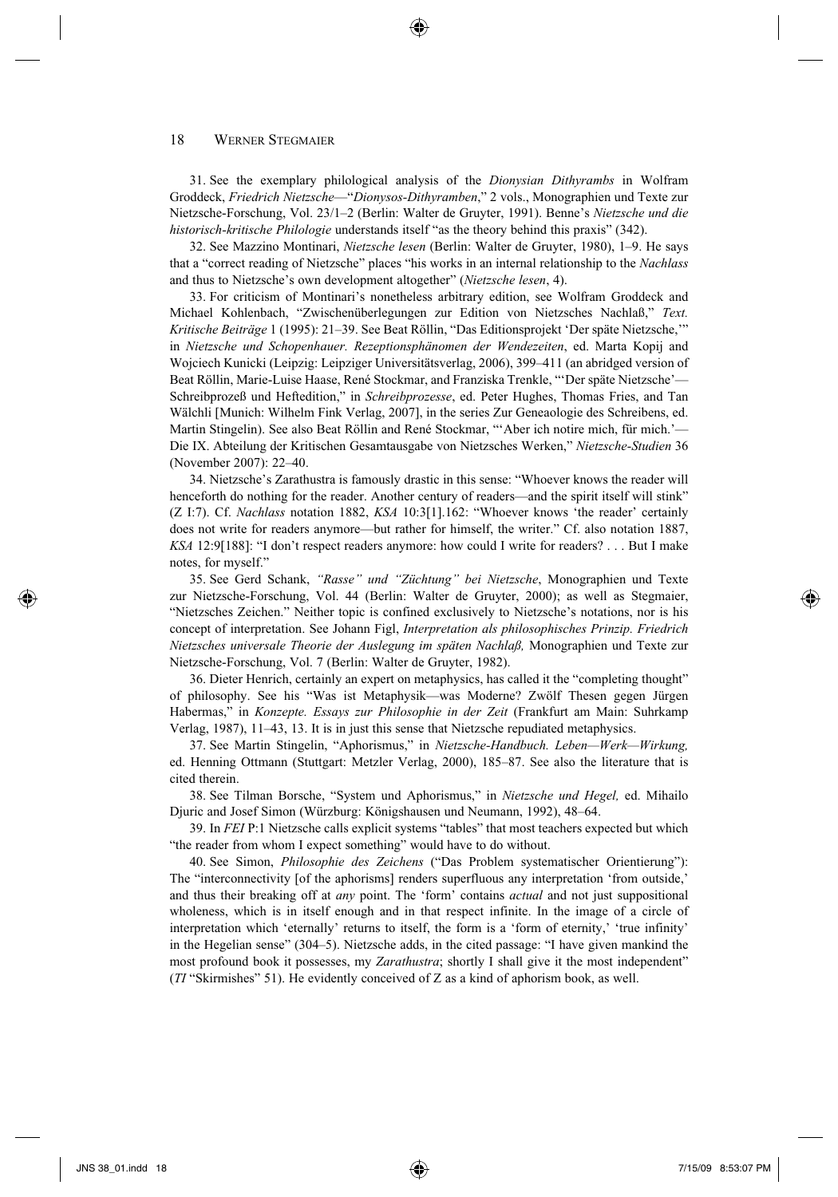31. See the exemplary philological analysis of the *Dionysian Dithyrambs* in Wolfram Groddeck, *Friedrich Nietzsche*—"*Dionysos-Dithyramben*," 2 vols., Monographien und Texte zur Nietzsche-Forschung, Vol. 23/1–2 (Berlin: Walter de Gruyter, 1991). Benne's *Nietzsche und die historisch-kritische Philologie* understands itself "as the theory behind this praxis" (342).

32. See Mazzino Montinari, *Nietzsche lesen* (Berlin: Walter de Gruyter, 1980), 1–9. He says that a "correct reading of Nietzsche" places "his works in an internal relationship to the *Nachlass* and thus to Nietzsche's own development altogether" (*Nietzsche lesen*, 4).

33. For criticism of Montinari's nonetheless arbitrary edition, see Wolfram Groddeck and Michael Kohlenbach, "Zwischenüberlegungen zur Edition von Nietzsches Nachlaß," *Text. Kritische Beiträge* 1 (1995): 21–39. See Beat Röllin, "Das Editionsprojekt 'Der späte Nietzsche,'" in *Nietzsche und Schopenhauer. Rezeptionsphänomen der Wendezeiten*, ed. Marta Kopij and Wojciech Kunicki (Leipzig: Leipziger Universitätsverlag, 2006), 399–411 (an abridged version of Beat Röllin, Marie-Luise Haase, René Stockmar, and Franziska Trenkle, "'Der späte Nietzsche'—Schreibprozeß und Heftedition," in *Schreibprozesse*, ed. Peter Hughes, Thomas Fries, and Tan Wälchli [Munich: Wilhelm Fink Verlag, 2007], in the series Zur Geneaologie des Schreibens, ed. Martin Stingelin). See also Beat Röllin and René Stockmar, "'Aber ich notire mich, für mich.'—Die IX. Abteilung der Kritischen Gesamtausgabe von Nietzsches Werken," *Nietzsche-Studien* 36 (November 2007): 22–40.

34. Nietzsche's Zarathustra is famously drastic in this sense: "Whoever knows the reader will henceforth do nothing for the reader. Another century of readers—and the spirit itself will stink" (Z I:7). Cf. *Nachlass* notation 1882, *KSA* 10:3[1].162: "Whoever knows 'the reader' certainly does not write for readers anymore—but rather for himself, the writer." Cf. also notation 1887, *KSA* 12:9[188]: "I don't respect readers anymore: how could I write for readers? . . . But I make notes, for myself."

35. See Gerd Schank, *"Rasse" und "Züchtung" bei Nietzsche*, Monographien und Texte zur Nietzsche-Forschung, Vol. 44 (Berlin: Walter de Gruyter, 2000); as well as Stegmaier, "Nietzsches Zeichen." Neither topic is confined exclusively to Nietzsche's notations, nor is his concept of interpretation. See Johann Figl, *Interpretation als philosophisches Prinzip. Friedrich Nietzsches universale Theorie der Auslegung im späten Nachlaß,* Monographien und Texte zur Nietzsche-Forschung, Vol. 7 (Berlin: Walter de Gruyter, 1982).

36. Dieter Henrich, certainly an expert on metaphysics, has called it the "completing thought" of philosophy. See his "Was ist Metaphysik—was Moderne? Zwölf Thesen gegen Jürgen Habermas," in *Konzepte. Essays zur Philosophie in der Zeit* (Frankfurt am Main: Suhrkamp Verlag, 1987), 11–43, 13. It is in just this sense that Nietzsche repudiated metaphysics.

37. See Martin Stingelin, "Aphorismus," in *Nietzsche-Handbuch. Leben—Werk—Wirkung,* ed. Henning Ottmann (Stuttgart: Metzler Verlag, 2000), 185–87. See also the literature that is cited therein.

38. See Tilman Borsche, "System und Aphorismus," in *Nietzsche und Hegel,* ed. Mihailo Djuric and Josef Simon (Würzburg: Königshausen und Neumann, 1992), 48–64.

39. In *FEI* P:1 Nietzsche calls explicit systems "tables" that most teachers expected but which "the reader from whom I expect something" would have to do without.

40. See Simon, *Philosophie des Zeichens* ("Das Problem systematischer Orientierung"): The "interconnectivity [of the aphorisms] renders superfluous any interpretation 'from outside,' and thus their breaking off at *any* point. The 'form' contains *actual* and not just suppositional wholeness, which is in itself enough and in that respect infinite. In the image of a circle of interpretation which 'eternally' returns to itself, the form is a 'form of eternity,' 'true infinity' in the Hegelian sense" (304–5). Nietzsche adds, in the cited passage: "I have given mankind the most profound book it possesses, my *Zarathustra*; shortly I shall give it the most independent" (*TI* "Skirmishes" 51). He evidently conceived of Z as a kind of aphorism book, as well.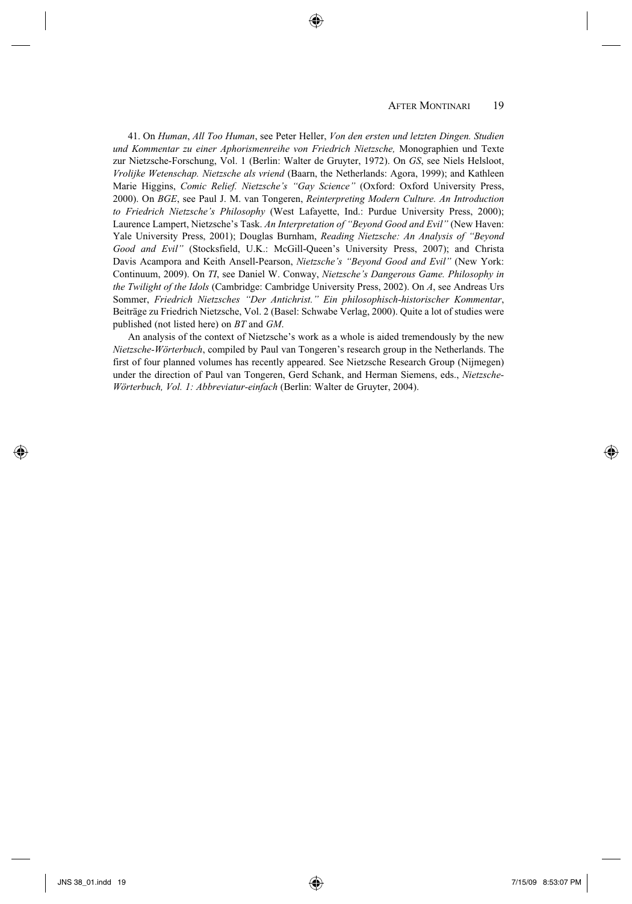41. On *Human*, *All Too Human*, see Peter Heller, *Von den ersten und letzten Dingen. Studien und Kommentar zu einer Aphorismenreihe von Friedrich Nietzsche,* Monographien und Texte zur Nietzsche-Forschung, Vol. 1 (Berlin: Walter de Gruyter, 1972). On *GS*, see Niels Helsloot, *Vrolijke Wetenschap. Nietzsche als vriend* (Baarn, the Netherlands: Agora, 1999); and Kathleen Marie Higgins, *Comic Relief. Nietzsche's "Gay Science"* (Oxford: Oxford University Press, 2000). On *BGE*, see Paul J. M. van Tongeren, *Reinterpreting Modern Culture. An Introduction to Friedrich Nietzsche's Philosophy* (West Lafayette, Ind.: Purdue University Press, 2000); Laurence Lampert, Nietzsche's Task. *An Interpretation of "Beyond Good and Evil"* (New Haven: Yale University Press, 2001); Douglas Burnham, *Reading Nietzsche: An Analysis of "Beyond Good and Evil"* (Stocksfield, U.K.: McGill-Queen's University Press, 2007); and Christa Davis Acampora and Keith Ansell-Pearson, *Nietzsche's "Beyond Good and Evil"* (New York: Continuum, 2009). On *TI*, see Daniel W. Conway, *Nietzsche's Dangerous Game. Philosophy in the Twilight of the Idols* (Cambridge: Cambridge University Press, 2002). On *A*, see Andreas Urs Sommer, *Friedrich Nietzsches "Der Antichrist." Ein philosophisch-historischer Kommentar*, Beiträge zu Friedrich Nietzsche, Vol. 2 (Basel: Schwabe Verlag, 2000). Quite a lot of studies were published (not listed here) on *BT* and *GM*.

An analysis of the context of Nietzsche's work as a whole is aided tremendously by the new *Nietzsche-Wörterbuch*, compiled by Paul van Tongeren's research group in the Netherlands. The first of four planned volumes has recently appeared. See Nietzsche Research Group (Nijmegen) under the direction of Paul van Tongeren, Gerd Schank, and Herman Siemens, eds., *Nietzsche-Wörterbuch, Vol. 1: Abbreviatur-einfach* (Berlin: Walter de Gruyter, 2004).